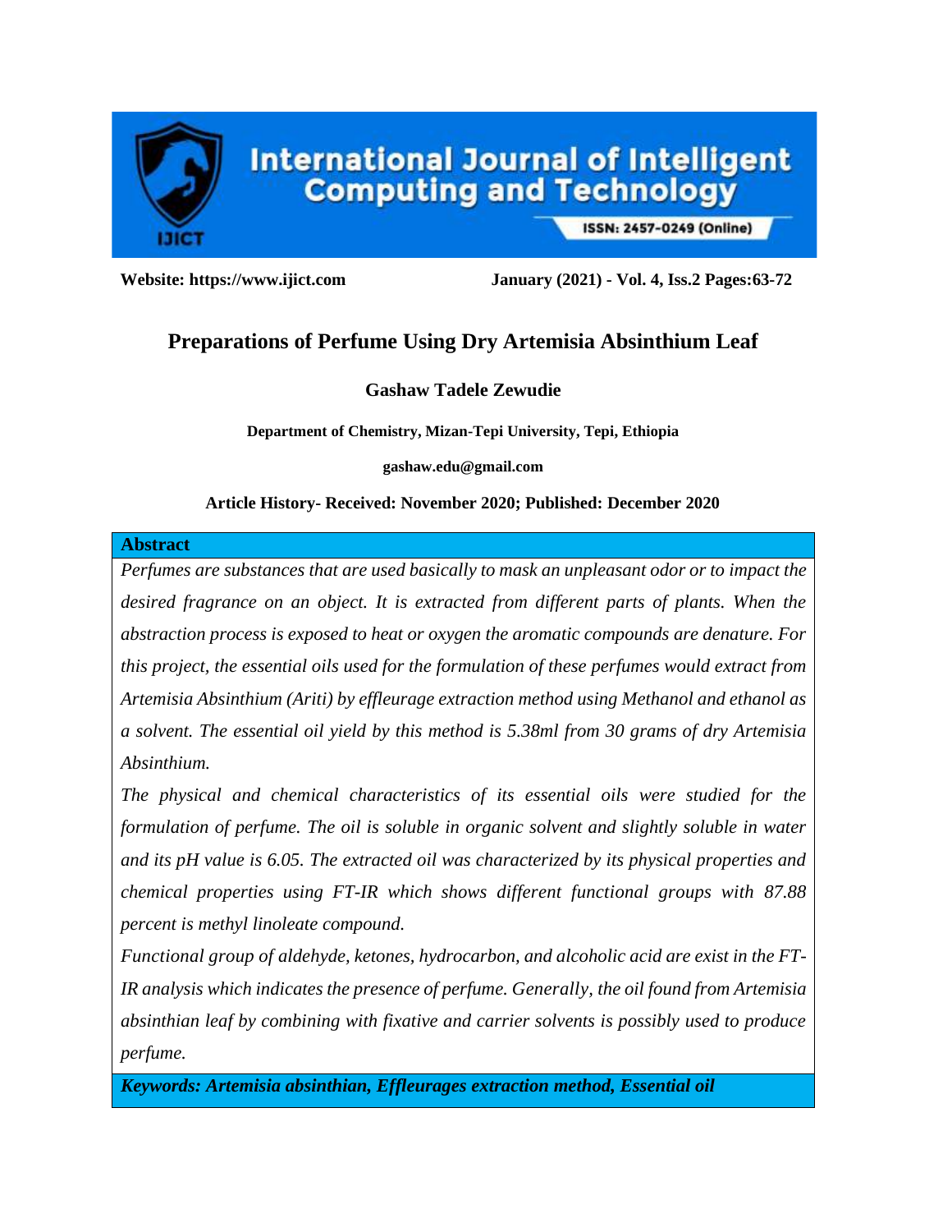# Preparations of Perfume Using Dry Artemisia Absinthium Leaf

**Gashaw Tadele Zewudie**

**Department of Chemistry, Mizan-Tepi University, Tepi, Ethiopia**

**gashaw.edu@gmail.com**

**Article History- Received: November 2020; Published: December 2020**

## Abstract

*Perfumes are substances that are used basically to mask an unpleasant odor or to impact the desired fragrance on an object. It is extracted from different parts of plants. When the abstraction process is exposed to heat or oxygen the aromatic compounds are denature. For this project, the essential oils used for the formulation of these perfumes would extract from Artemisia Absinthium (Ariti) by effleurage extraction method using Methanol and ethanol as a solvent. The essential oil yield by this method is 5.38ml from 30 grams of dry Artemisia Absinthium.*

*The physical and chemical characteristics of its essential oils were studied for the formulation of perfume. The oil is soluble in organic solvent and slightly soluble in water and its pH value is 6.05. The extracted oil was characterized by its physical properties and chemical properties using FT-IR which shows different functional groups with 87.88 percent is methyl linoleate compound.*

*Functional group of aldehyde, ketones, hydrocarbon, and alcoholic acid are exist in the FT-IR analysis which indicates the presence of perfume. Generally, the oil found from Artemisia absinthian leaf by combining with fixative and carrier solvents is possibly used to produce perfume.*

***Keywords: Artemisia absinthian, Effleurages extraction method, Essential oil***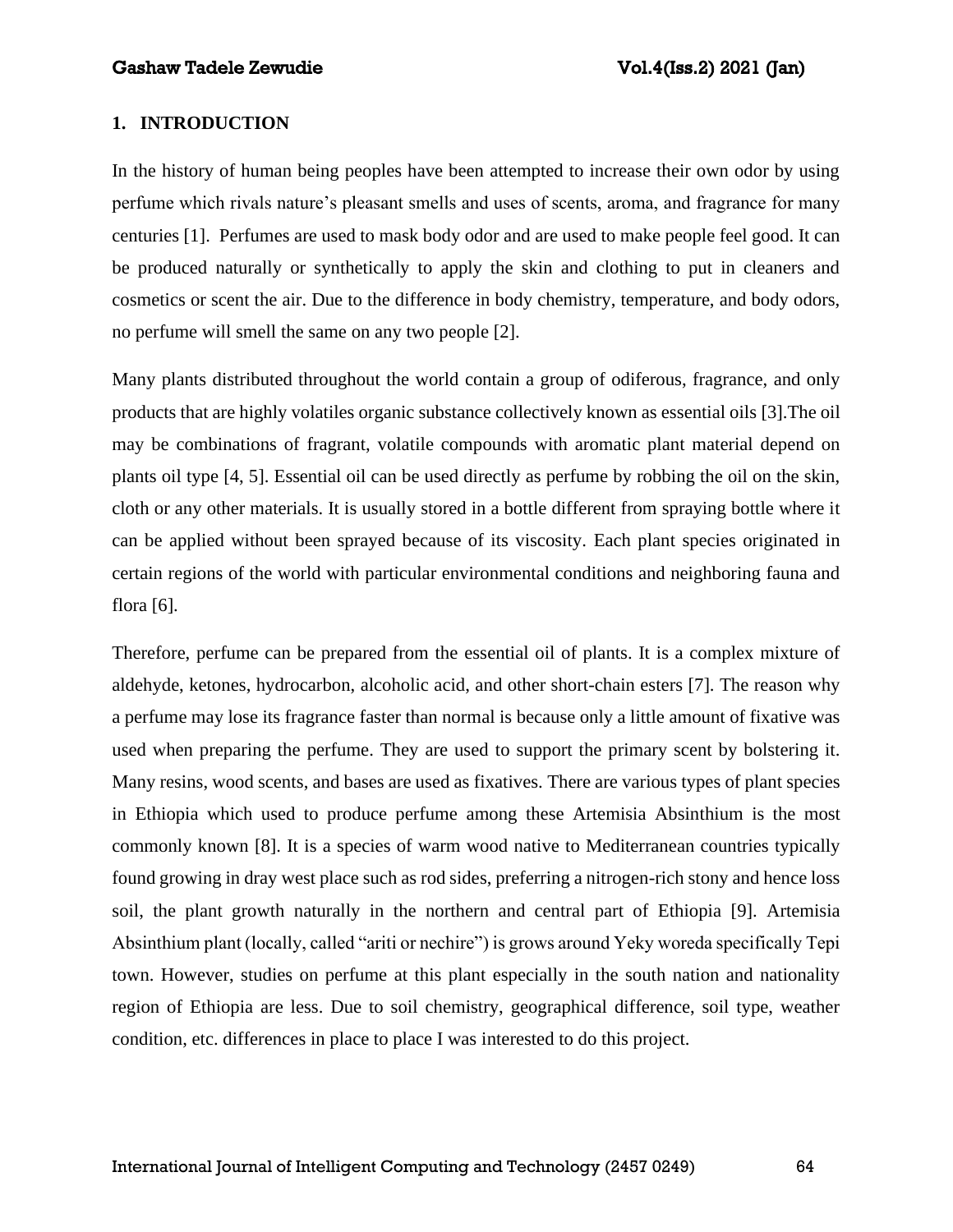## 1. INTRODUCTION

In the history of human being peoples have been attempted to increase their own odor by using perfume which rivals nature's pleasant smells and uses of scents, aroma, and fragrance for many centuries [1]. Perfumes are used to mask body odor and are used to make people feel good. It can be produced naturally or synthetically to apply the skin and clothing to put in cleaners and cosmetics or scent the air. Due to the difference in body chemistry, temperature, and body odors, no perfume will smell the same on any two people [2].

Many plants distributed throughout the world contain a group of odiferous, fragrance, and only products that are highly volatiles organic substance collectively known as essential oils [3].The oil may be combinations of fragrant, volatile compounds with aromatic plant material depend on plants oil type [4, 5]. Essential oil can be used directly as perfume by robbing the oil on the skin, cloth or any other materials. It is usually stored in a bottle different from spraying bottle where it can be applied without been sprayed because of its viscosity. Each plant species originated in certain regions of the world with particular environmental conditions and neighboring fauna and flora [6].

Therefore, perfume can be prepared from the essential oil of plants. It is a complex mixture of aldehyde, ketones, hydrocarbon, alcoholic acid, and other short-chain esters [7]. The reason why a perfume may lose its fragrance faster than normal is because only a little amount of fixative was used when preparing the perfume. They are used to support the primary scent by bolstering it. Many resins, wood scents, and bases are used as fixatives. There are various types of plant species in Ethiopia which used to produce perfume among these Artemisia Absinthium is the most commonly known [8]. It is a species of warm wood native to Mediterranean countries typically found growing in dray west place such as rod sides, preferring a nitrogen-rich stony and hence loss soil, the plant growth naturally in the northern and central part of Ethiopia [9]. Artemisia Absinthium plant (locally, called "ariti or nechire") is grows around Yeky woreda specifically Tepi town. However, studies on perfume at this plant especially in the south nation and nationality region of Ethiopia are less. Due to soil chemistry, geographical difference, soil type, weather condition, etc. differences in place to place I was interested to do this project.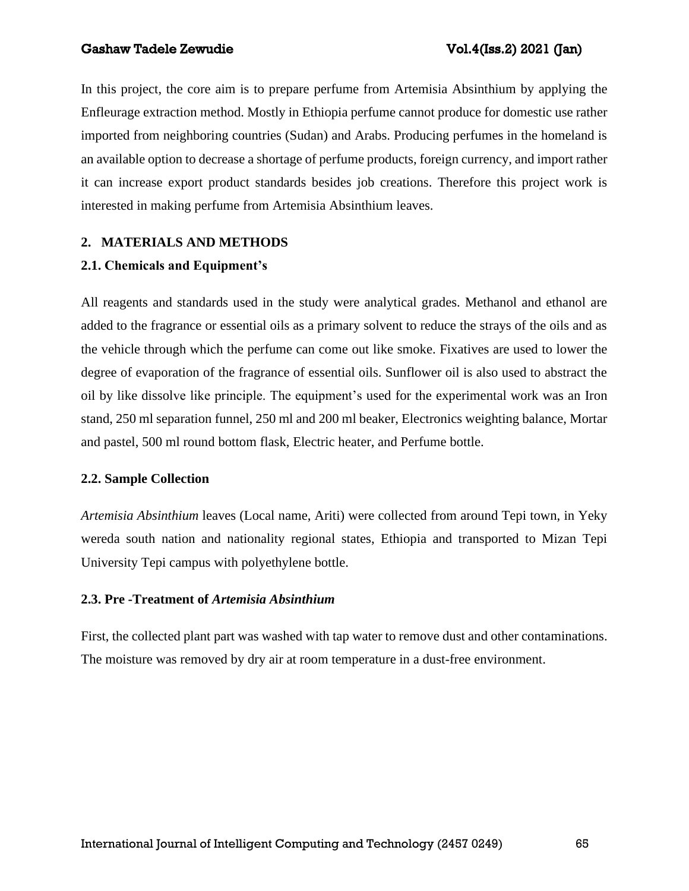In this project, the core aim is to prepare perfume from Artemisia Absinthium by applying the Enfleurage extraction method. Mostly in Ethiopia perfume cannot produce for domestic use rather imported from neighboring countries (Sudan) and Arabs. Producing perfumes in the homeland is an available option to decrease a shortage of perfume products, foreign currency, and import rather it can increase export product standards besides job creations. Therefore this project work is interested in making perfume from Artemisia Absinthium leaves.

## 2. MATERIALS AND METHODS

### 2.1. Chemicals and Equipment's

All reagents and standards used in the study were analytical grades. Methanol and ethanol are added to the fragrance or essential oils as a primary solvent to reduce the strays of the oils and as the vehicle through which the perfume can come out like smoke. Fixatives are used to lower the degree of evaporation of the fragrance of essential oils. Sunflower oil is also used to abstract the oil by like dissolve like principle. The equipment's used for the experimental work was an Iron stand, 250 ml separation funnel, 250 ml and 200 ml beaker, Electronics weighting balance, Mortar and pastel, 500 ml round bottom flask, Electric heater, and Perfume bottle.

### 2.2. Sample Collection

*Artemisia Absinthium* leaves (Local name, Ariti) were collected from around Tepi town, in Yeky wereda south nation and nationality regional states, Ethiopia and transported to Mizan Tepi University Tepi campus with polyethylene bottle.

### 2.3. Pre -Treatment of *Artemisia Absinthium*

First, the collected plant part was washed with tap water to remove dust and other contaminations. The moisture was removed by dry air at room temperature in a dust-free environment.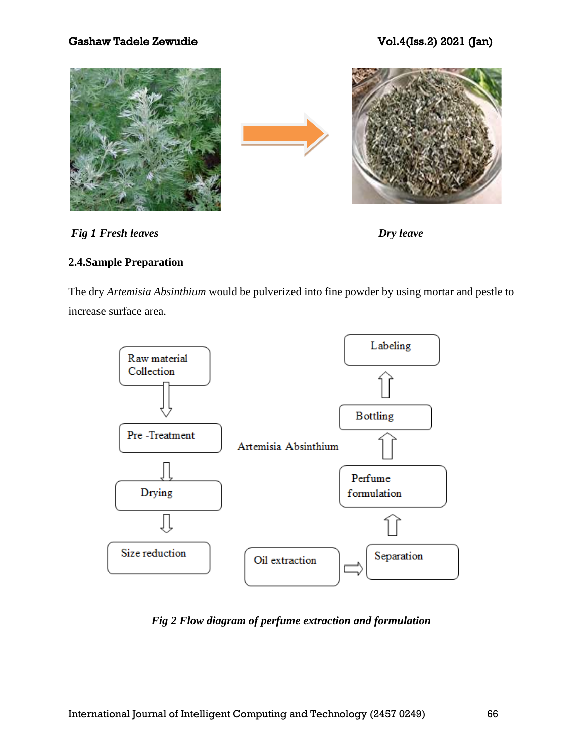*Fig 1 Fresh leaves* *Dry leave*

### 2.4.Sample Preparation

The dry *Artemisia Absinthium* would be pulverized into fine powder by using mortar and pestle to increase surface area.

Raw material Collection → Pre -Treatment → Drying → Size reduction

Artemisia Absinthium

Oil extraction → Separation → Perfume formulation → Bottling → Labeling

*Fig 2 Flow diagram of perfume extraction and formulation*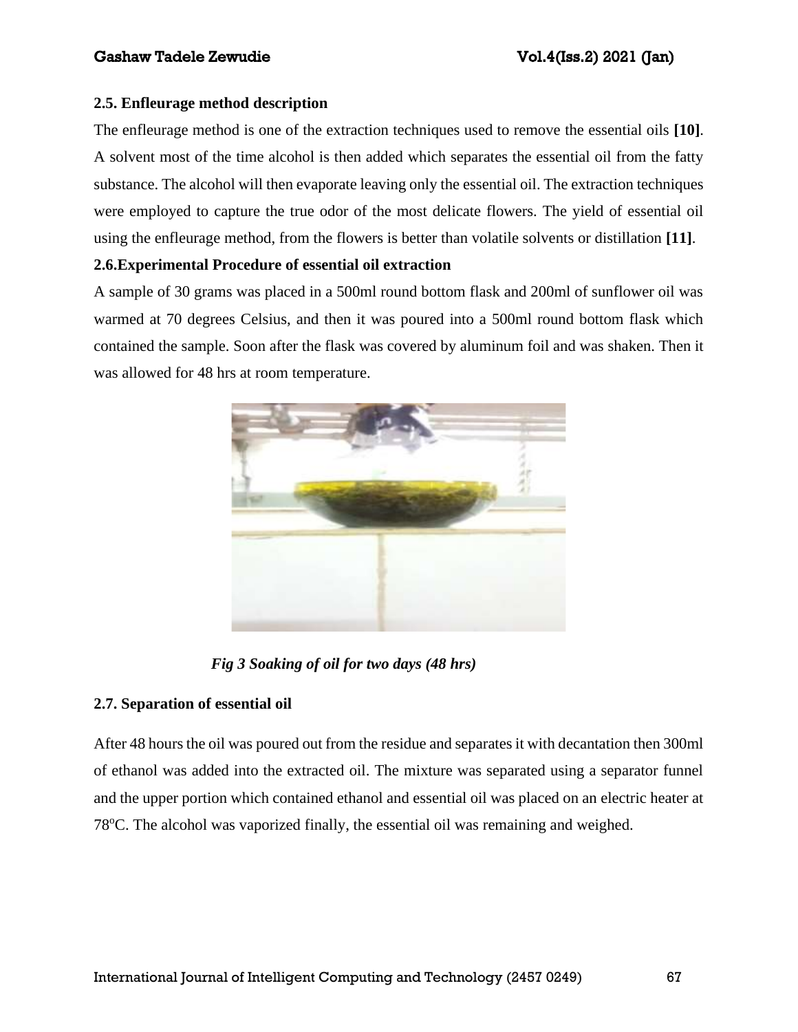## 2.5. Enfleurage method description

The enfleurage method is one of the extraction techniques used to remove the essential oils **[10]**. A solvent most of the time alcohol is then added which separates the essential oil from the fatty substance. The alcohol will then evaporate leaving only the essential oil. The extraction techniques were employed to capture the true odor of the most delicate flowers. The yield of essential oil using the enfleurage method, from the flowers is better than volatile solvents or distillation **[11]**.

## 2.6.Experimental Procedure of essential oil extraction

A sample of 30 grams was placed in a 500ml round bottom flask and 200ml of sunflower oil was warmed at 70 degrees Celsius, and then it was poured into a 500ml round bottom flask which contained the sample. Soon after the flask was covered by aluminum foil and was shaken. Then it was allowed for 48 hrs at room temperature.

***Fig 3 Soaking of oil for two days (48 hrs)***

## 2.7. Separation of essential oil

After 48 hours the oil was poured out from the residue and separates it with decantation then 300ml of ethanol was added into the extracted oil. The mixture was separated using a separator funnel and the upper portion which contained ethanol and essential oil was placed on an electric heater at $78^{o}$C. The alcohol was vaporized finally, the essential oil was remaining and weighed.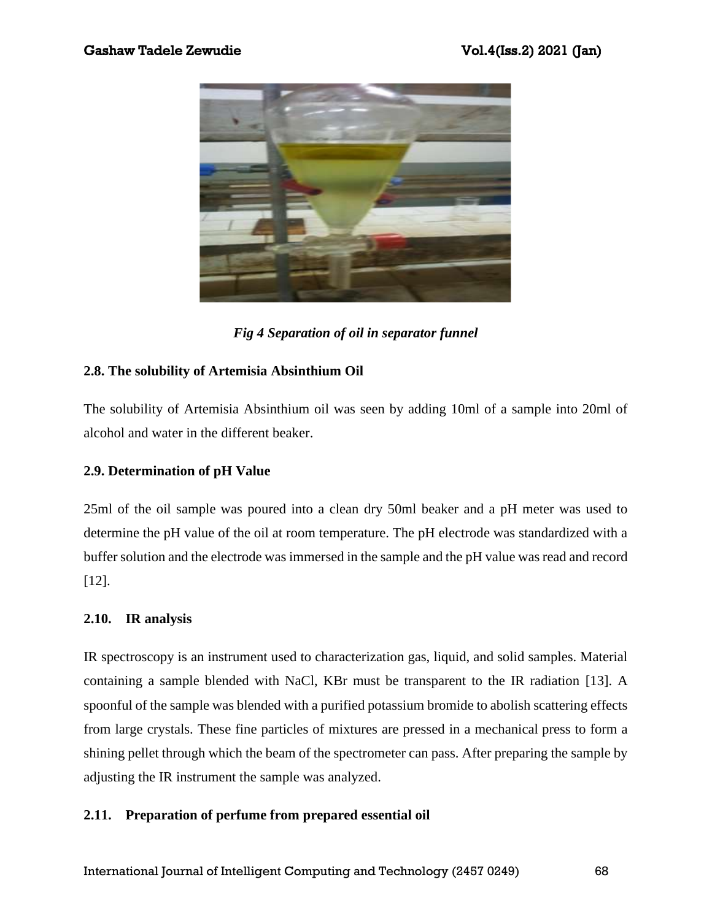*Fig 4 Separation of oil in separator funnel*

### 2.8. The solubility of Artemisia Absinthium Oil

The solubility of Artemisia Absinthium oil was seen by adding 10ml of a sample into 20ml of alcohol and water in the different beaker.

### 2.9. Determination of pH Value

25ml of the oil sample was poured into a clean dry 50ml beaker and a pH meter was used to determine the pH value of the oil at room temperature. The pH electrode was standardized with a buffer solution and the electrode was immersed in the sample and the pH value was read and record [12].

### 2.10. IR analysis

IR spectroscopy is an instrument used to characterization gas, liquid, and solid samples. Material containing a sample blended with NaCl, KBr must be transparent to the IR radiation [13]. A spoonful of the sample was blended with a purified potassium bromide to abolish scattering effects from large crystals. These fine particles of mixtures are pressed in a mechanical press to form a shining pellet through which the beam of the spectrometer can pass. After preparing the sample by adjusting the IR instrument the sample was analyzed.

### 2.11. Preparation of perfume from prepared essential oil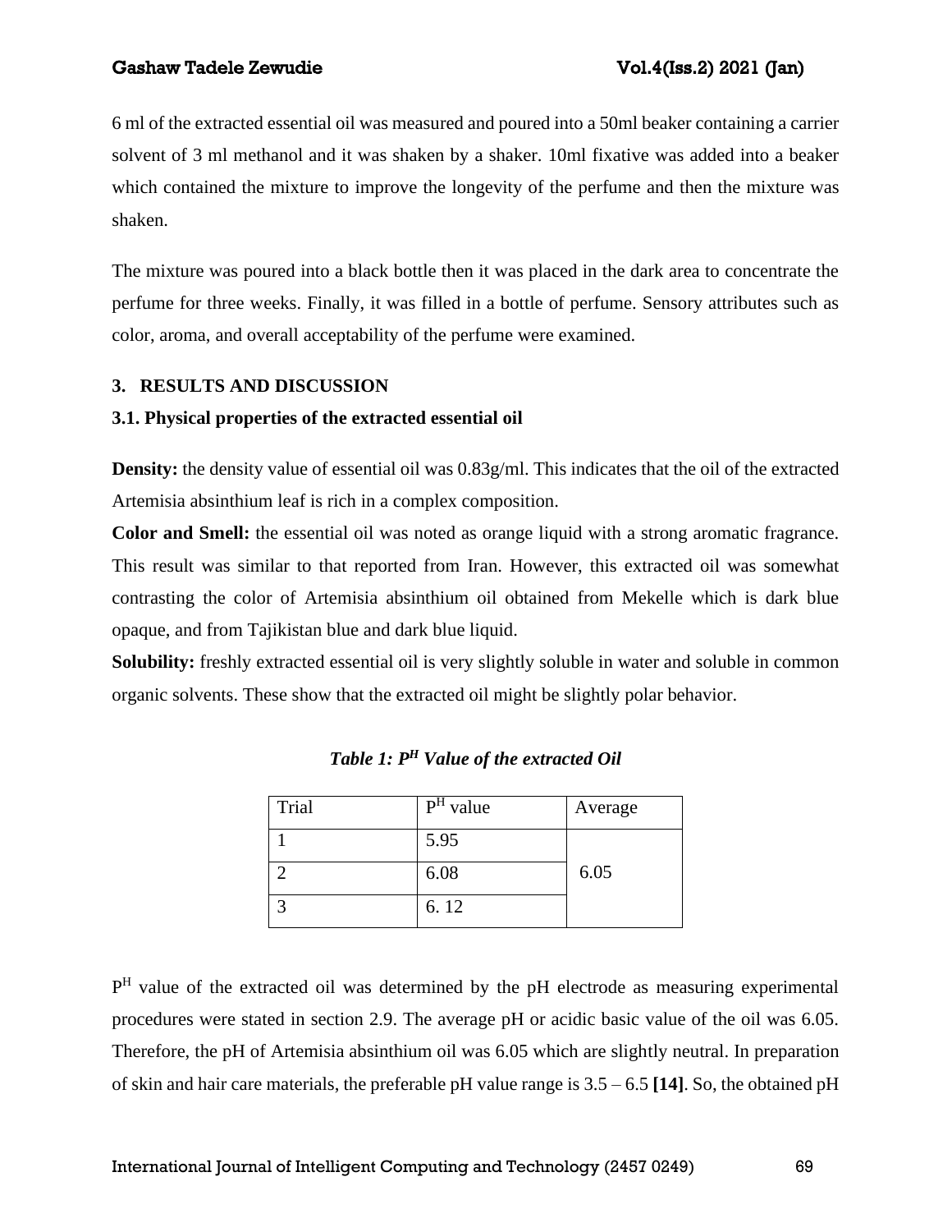6 ml of the extracted essential oil was measured and poured into a 50ml beaker containing a carrier solvent of 3 ml methanol and it was shaken by a shaker. 10ml fixative was added into a beaker which contained the mixture to improve the longevity of the perfume and then the mixture was shaken.

The mixture was poured into a black bottle then it was placed in the dark area to concentrate the perfume for three weeks. Finally, it was filled in a bottle of perfume. Sensory attributes such as color, aroma, and overall acceptability of the perfume were examined.

## 3. RESULTS AND DISCUSSION

### 3.1. Physical properties of the extracted essential oil

**Density:** the density value of essential oil was 0.83g/ml. This indicates that the oil of the extracted Artemisia absinthium leaf is rich in a complex composition.

**Color and Smell:** the essential oil was noted as orange liquid with a strong aromatic fragrance. This result was similar to that reported from Iran. However, this extracted oil was somewhat contrasting the color of Artemisia absinthium oil obtained from Mekelle which is dark blue opaque, and from Tajikistan blue and dark blue liquid.

**Solubility:** freshly extracted essential oil is very slightly soluble in water and soluble in common organic solvents. These show that the extracted oil might be slightly polar behavior.

***Table 1: $P^H$ Value of the extracted Oil***

| Trial | $P^H$ value | Average |
|---|---|---|
| 1 | 5.95 | 6.05 |
| 2 | 6.08 | |
| 3 | 6. 12 | |

$P^H$ value of the extracted oil was determined by the pH electrode as measuring experimental procedures were stated in section 2.9. The average pH or acidic basic value of the oil was 6.05. Therefore, the pH of Artemisia absinthium oil was 6.05 which are slightly neutral. In preparation of skin and hair care materials, the preferable pH value range is 3.5 – 6.5 **[14]**. So, the obtained pH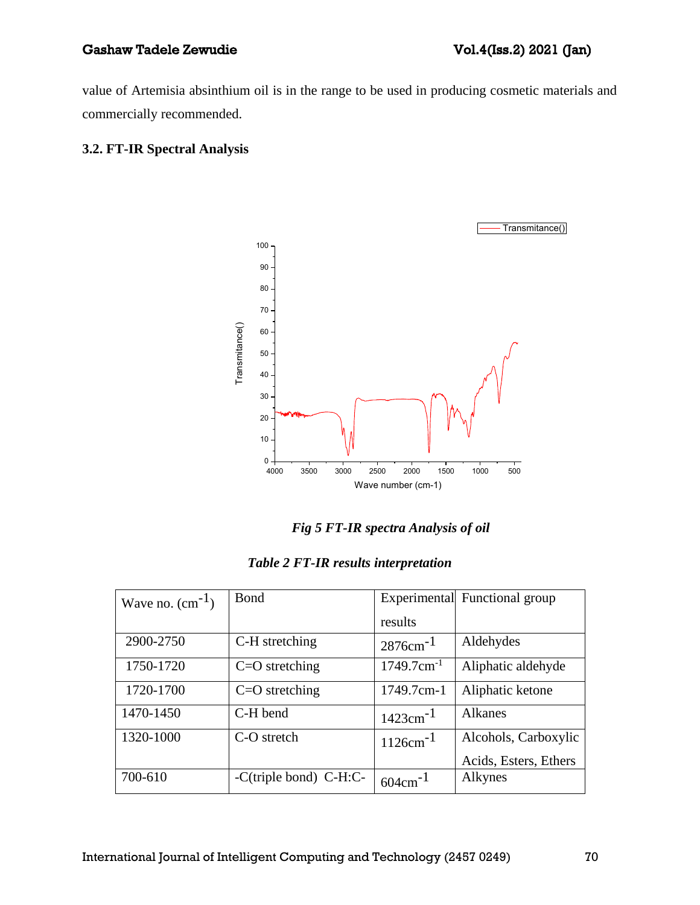value of Artemisia absinthium oil is in the range to be used in producing cosmetic materials and commercially recommended.

### 3.2. FT-IR Spectral Analysis

***Fig 5 FT-IR spectra Analysis of oil***

***Table 2 FT-IR results interpretation***

| Wave no. ($cm^{-1}$) | Bond | Experimental results | Functional group |
|---|---|---|---|
| 2900-2750 | C-H stretching | 2876$cm^{-1}$ | Aldehydes |
| 1750-1720 | C=O stretching | 1749.7$cm^{-1}$ | Aliphatic aldehyde |
| 1720-1700 | C=O stretching | 1749.7cm-1 | Aliphatic ketone |
| 1470-1450 | C-H bend | 1423$cm^{-1}$ | Alkanes |
| 1320-1000 | C-O stretch | 1126$cm^{-1}$ | Alcohols, Carboxylic Acids, Esters, Ethers |
| 700-610 | -C(triple bond) C-H:C- | 604$cm^{-1}$ | Alkynes |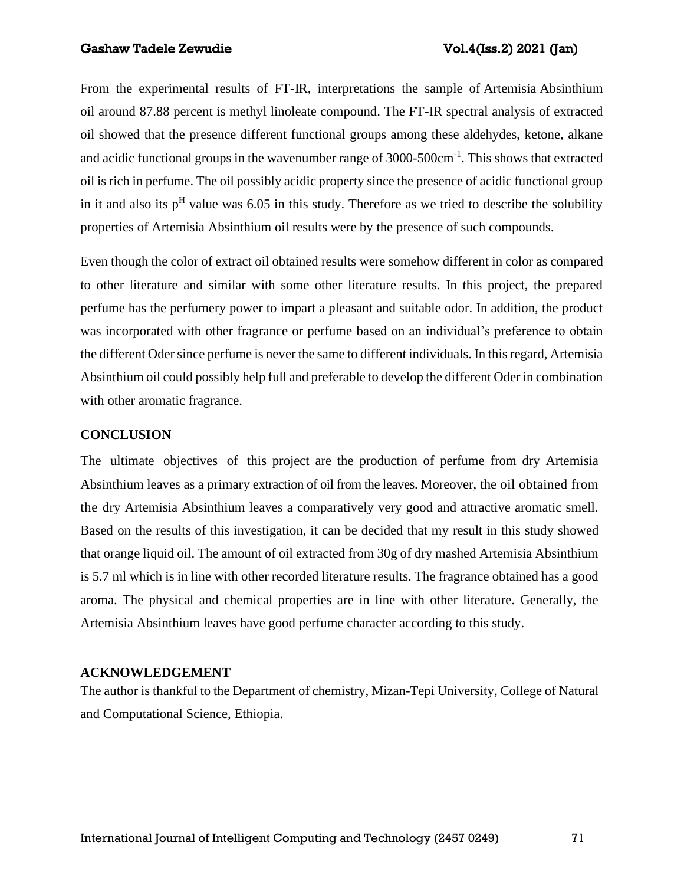From the experimental results of FT-IR, interpretations the sample of Artemisia Absinthium oil around 87.88 percent is methyl linoleate compound. The FT-IR spectral analysis of extracted oil showed that the presence different functional groups among these aldehydes, ketone, alkane and acidic functional groups in the wavenumber range of 3000-500cm$^{-1}$. This shows that extracted oil is rich in perfume. The oil possibly acidic property since the presence of acidic functional group in it and also its p$^{H}$ value was 6.05 in this study. Therefore as we tried to describe the solubility properties of Artemisia Absinthium oil results were by the presence of such compounds.

Even though the color of extract oil obtained results were somehow different in color as compared to other literature and similar with some other literature results. In this project, the prepared perfume has the perfumery power to impart a pleasant and suitable odor. In addition, the product was incorporated with other fragrance or perfume based on an individual's preference to obtain the different Oder since perfume is never the same to different individuals. In this regard, Artemisia Absinthium oil could possibly help full and preferable to develop the different Oder in combination with other aromatic fragrance.

## CONCLUSION

The ultimate objectives of this project are the production of perfume from dry Artemisia Absinthium leaves as a primary extraction of oil from the leaves. Moreover, the oil obtained from the dry Artemisia Absinthium leaves a comparatively very good and attractive aromatic smell. Based on the results of this investigation, it can be decided that my result in this study showed that orange liquid oil. The amount of oil extracted from 30g of dry mashed Artemisia Absinthium is 5.7 ml which is in line with other recorded literature results. The fragrance obtained has a good aroma. The physical and chemical properties are in line with other literature. Generally, the Artemisia Absinthium leaves have good perfume character according to this study.

## ACKNOWLEDGEMENT

The author is thankful to the Department of chemistry, Mizan-Tepi University, College of Natural and Computational Science, Ethiopia.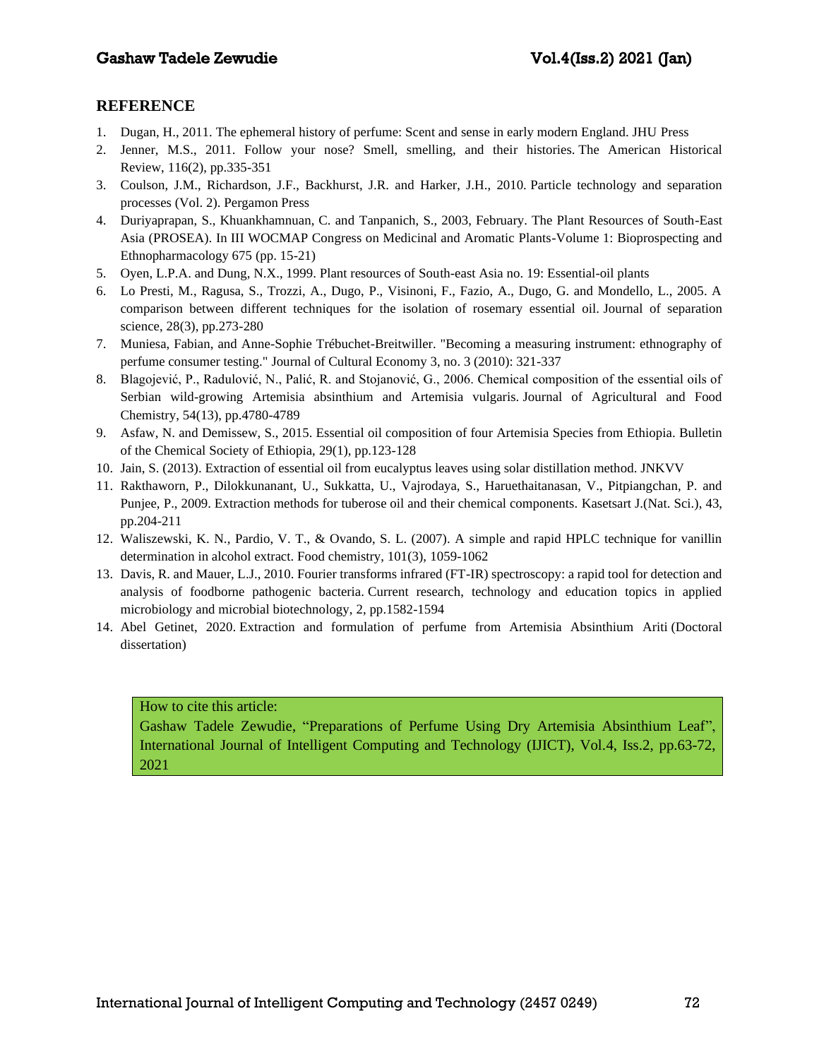## REFERENCE

1. Dugan, H., 2011. The ephemeral history of perfume: Scent and sense in early modern England. JHU Press
2. Jenner, M.S., 2011. Follow your nose? Smell, smelling, and their histories. The American Historical Review, 116(2), pp.335-351
3. Coulson, J.M., Richardson, J.F., Backhurst, J.R. and Harker, J.H., 2010. Particle technology and separation processes (Vol. 2). Pergamon Press
4. Duriyaprapan, S., Khuankhamnuan, C. and Tanpanich, S., 2003, February. The Plant Resources of South-East Asia (PROSEA). In III WOCMAP Congress on Medicinal and Aromatic Plants-Volume 1: Bioprospecting and Ethnopharmacology 675 (pp. 15-21)
5. Oyen, L.P.A. and Dung, N.X., 1999. Plant resources of South-east Asia no. 19: Essential-oil plants
6. Lo Presti, M., Ragusa, S., Trozzi, A., Dugo, P., Visinoni, F., Fazio, A., Dugo, G. and Mondello, L., 2005. A comparison between different techniques for the isolation of rosemary essential oil. Journal of separation science, 28(3), pp.273-280
7. Muniesa, Fabian, and Anne-Sophie Trébuchet-Breitwiller. "Becoming a measuring instrument: ethnography of perfume consumer testing." Journal of Cultural Economy 3, no. 3 (2010): 321-337
8. Blagojević, P., Radulović, N., Palić, R. and Stojanović, G., 2006. Chemical composition of the essential oils of Serbian wild-growing Artemisia absinthium and Artemisia vulgaris. Journal of Agricultural and Food Chemistry, 54(13), pp.4780-4789
9. Asfaw, N. and Demissew, S., 2015. Essential oil composition of four Artemisia Species from Ethiopia. Bulletin of the Chemical Society of Ethiopia, 29(1), pp.123-128
10. Jain, S. (2013). Extraction of essential oil from eucalyptus leaves using solar distillation method. JNKVV
11. Rakthaworn, P., Dilokkunanant, U., Sukkatta, U., Vajrodaya, S., Haruethaitanasan, V., Pitpiangchan, P. and Punjee, P., 2009. Extraction methods for tuberose oil and their chemical components. Kasetsart J.(Nat. Sci.), 43, pp.204-211
12. Waliszewski, K. N., Pardio, V. T., & Ovando, S. L. (2007). A simple and rapid HPLC technique for vanillin determination in alcohol extract. Food chemistry, 101(3), 1059-1062
13. Davis, R. and Mauer, L.J., 2010. Fourier transforms infrared (FT-IR) spectroscopy: a rapid tool for detection and analysis of foodborne pathogenic bacteria. Current research, technology and education topics in applied microbiology and microbial biotechnology, 2, pp.1582-1594
14. Abel Getinet, 2020. Extraction and formulation of perfume from Artemisia Absinthium Ariti (Doctoral dissertation)

How to cite this article:
Gashaw Tadele Zewudie, "Preparations of Perfume Using Dry Artemisia Absinthium Leaf", International Journal of Intelligent Computing and Technology (IJICT), Vol.4, Iss.2, pp.63-72, 2021